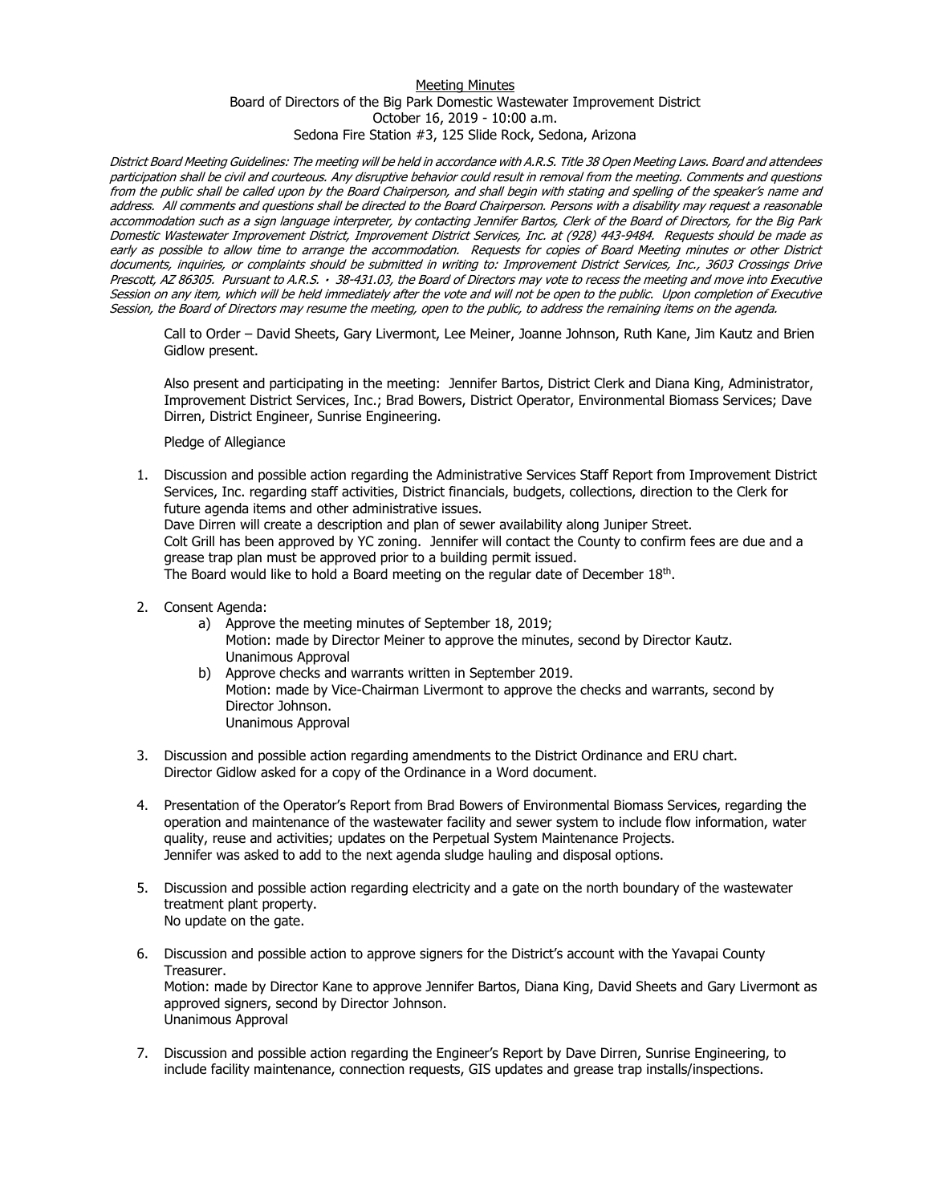Meeting Minutes

Board of Directors of the Big Park Domestic Wastewater Improvement District

October 16, 2019 - 10:00 a.m.

Sedona Fire Station #3, 125 Slide Rock, Sedona, Arizona

*District Board Meeting Guidelines: The meeting will be held in accordance with A.R.S. Title 38 Open Meeting Laws. Board and attendees participation shall be civil and courteous. Any disruptive behavior could result in removal from the meeting. Comments and questions from the public shall be called upon by the Board Chairperson, and shall begin with stating and spelling of the speaker's name and address. All comments and questions shall be directed to the Board Chairperson. Persons with a disability may request a reasonable accommodation such as a sign language interpreter, by contacting Jennifer Bartos, Clerk of the Board of Directors, for the Big Park Domestic Wastewater Improvement District, Improvement District Services, Inc. at (928) 443-9484. Requests should be made as early as possible to allow time to arrange the accommodation. Requests for copies of Board Meeting minutes or other District documents, inquiries, or complaints should be submitted in writing to: Improvement District Services, Inc., 3603 Crossings Drive Prescott, AZ 86305. Pursuant to A.R.S. · 38-431.03, the Board of Directors may vote to recess the meeting and move into Executive Session on any item, which will be held immediately after the vote and will not be open to the public. Upon completion of Executive Session, the Board of Directors may resume the meeting, open to the public, to address the remaining items on the agenda.*

Call to Order – David Sheets, Gary Livermont, Lee Meiner, Joanne Johnson, Ruth Kane, Jim Kautz and Brien Gidlow present.

Also present and participating in the meeting: Jennifer Bartos, District Clerk and Diana King, Administrator, Improvement District Services, Inc.; Brad Bowers, District Operator, Environmental Biomass Services; Dave Dirren, District Engineer, Sunrise Engineering.

Pledge of Allegiance

1. Discussion and possible action regarding the Administrative Services Staff Report from Improvement District Services, Inc. regarding staff activities, District financials, budgets, collections, direction to the Clerk for future agenda items and other administrative issues.
   Dave Dirren will create a description and plan of sewer availability along Juniper Street.
   Colt Grill has been approved by YC zoning. Jennifer will contact the County to confirm fees are due and a grease trap plan must be approved prior to a building permit issued.
   The Board would like to hold a Board meeting on the regular date of December 18th.

2. Consent Agenda:
   a) Approve the meeting minutes of September 18, 2019;
      Motion: made by Director Meiner to approve the minutes, second by Director Kautz.
      Unanimous Approval
   b) Approve checks and warrants written in September 2019.
      Motion: made by Vice-Chairman Livermont to approve the checks and warrants, second by Director Johnson.
      Unanimous Approval

3. Discussion and possible action regarding amendments to the District Ordinance and ERU chart.
   Director Gidlow asked for a copy of the Ordinance in a Word document.

4. Presentation of the Operator's Report from Brad Bowers of Environmental Biomass Services, regarding the operation and maintenance of the wastewater facility and sewer system to include flow information, water quality, reuse and activities; updates on the Perpetual System Maintenance Projects.
   Jennifer was asked to add to the next agenda sludge hauling and disposal options.

5. Discussion and possible action regarding electricity and a gate on the north boundary of the wastewater treatment plant property.
   No update on the gate.

6. Discussion and possible action to approve signers for the District's account with the Yavapai County Treasurer.
   Motion: made by Director Kane to approve Jennifer Bartos, Diana King, David Sheets and Gary Livermont as approved signers, second by Director Johnson.
   Unanimous Approval

7. Discussion and possible action regarding the Engineer's Report by Dave Dirren, Sunrise Engineering, to include facility maintenance, connection requests, GIS updates and grease trap installs/inspections.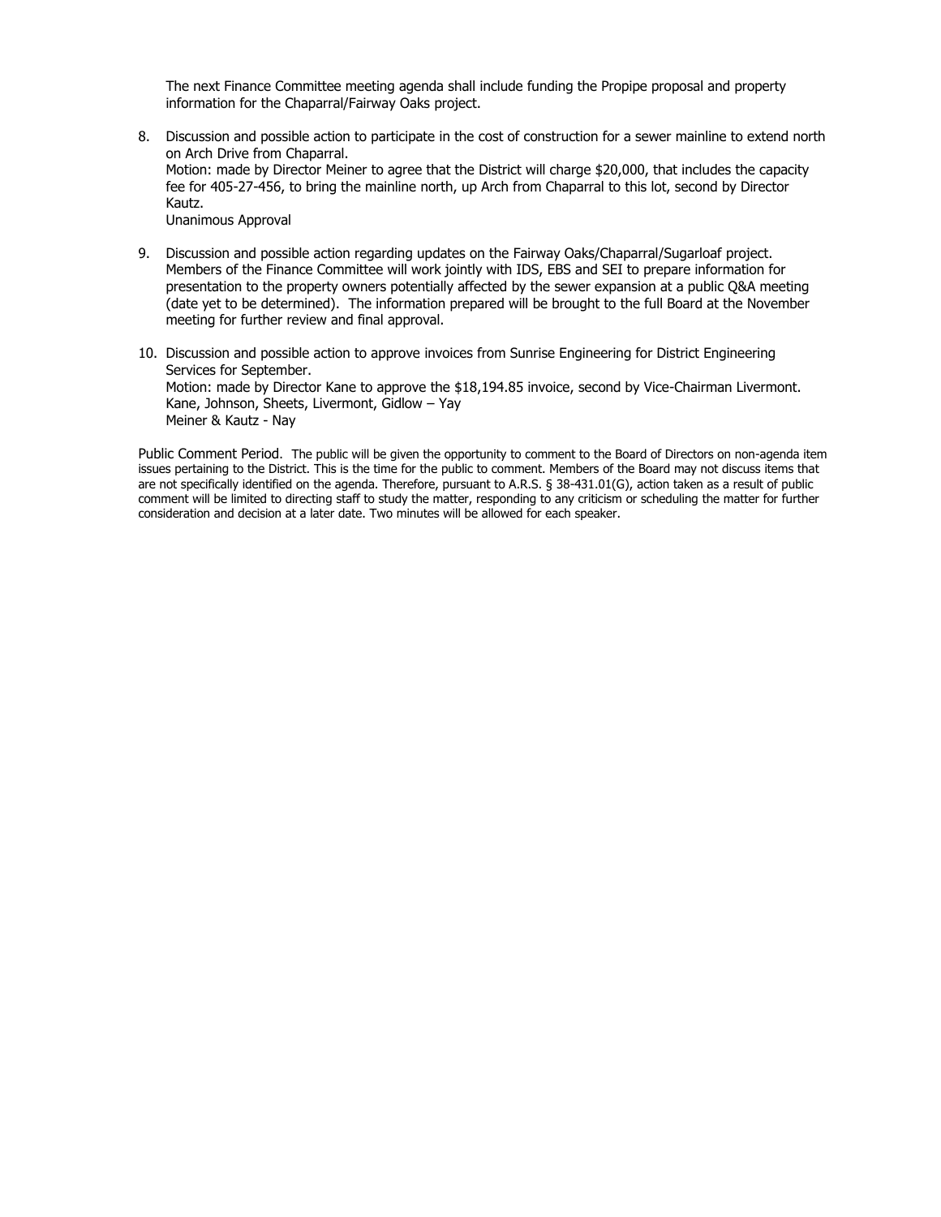The next Finance Committee meeting agenda shall include funding the Propipe proposal and property information for the Chaparral/Fairway Oaks project.

8. Discussion and possible action to participate in the cost of construction for a sewer mainline to extend north on Arch Drive from Chaparral.
   Motion: made by Director Meiner to agree that the District will charge $20,000, that includes the capacity fee for 405-27-456, to bring the mainline north, up Arch from Chaparral to this lot, second by Director Kautz.
   Unanimous Approval

9. Discussion and possible action regarding updates on the Fairway Oaks/Chaparral/Sugarloaf project. Members of the Finance Committee will work jointly with IDS, EBS and SEI to prepare information for presentation to the property owners potentially affected by the sewer expansion at a public Q&A meeting (date yet to be determined). The information prepared will be brought to the full Board at the November meeting for further review and final approval.

10. Discussion and possible action to approve invoices from Sunrise Engineering for District Engineering Services for September.
    Motion: made by Director Kane to approve the $18,194.85 invoice, second by Vice-Chairman Livermont.
    Kane, Johnson, Sheets, Livermont, Gidlow – Yay
    Meiner & Kautz - Nay

Public Comment Period. The public will be given the opportunity to comment to the Board of Directors on non-agenda item issues pertaining to the District. This is the time for the public to comment. Members of the Board may not discuss items that are not specifically identified on the agenda. Therefore, pursuant to A.R.S. § 38-431.01(G), action taken as a result of public comment will be limited to directing staff to study the matter, responding to any criticism or scheduling the matter for further consideration and decision at a later date. Two minutes will be allowed for each speaker.